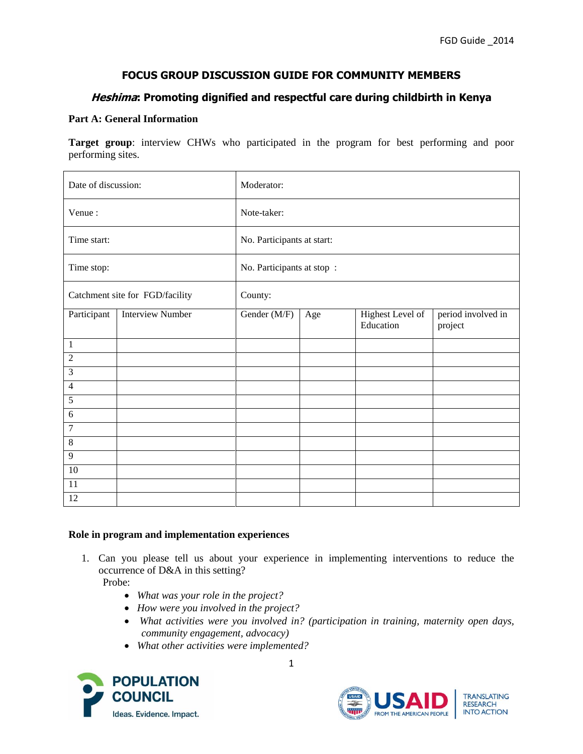# FOCUS GROUP DISCUSSION GUIDE FOR COMMUNITY MEMBERS

## *Heshima*: Promoting dignified and respectful care during childbirth in Kenya

### Part A: General Information

**Target group**: interview CHWs who participated in the program for best performing and poor performing sites.

| Date of discussion: | | Moderator: | | | |
|---|---|---|---|---|---|
| Venue : | | Note-taker: | | | |
| Time start: | | No. Participants at start: | | | |
| Time stop: | | No. Participants at stop : | | | |
| Catchment site for FGD/facility | | County: | | | |
| Participant | Interview Number | Gender (M/F) | Age | Highest Level of Education | period involved in project |
| 1 | | | | | |
| 2 | | | | | |
| 3 | | | | | |
| 4 | | | | | |
| 5 | | | | | |
| 6 | | | | | |
| 7 | | | | | |
| 8 | | | | | |
| 9 | | | | | |
| 10 | | | | | |
| 11 | | | | | |
| 12 | | | | | |

**Role in program and implementation experiences**

1. Can you please tell us about your experience in implementing interventions to reduce the occurrence of D&A in this setting?
   Probe:
   - *What was your role in the project?*
   - *How were you involved in the project?*
   - *What activities were you involved in? (participation in training, maternity open days, community engagement, advocacy)*
   - *What other activities were implemented?*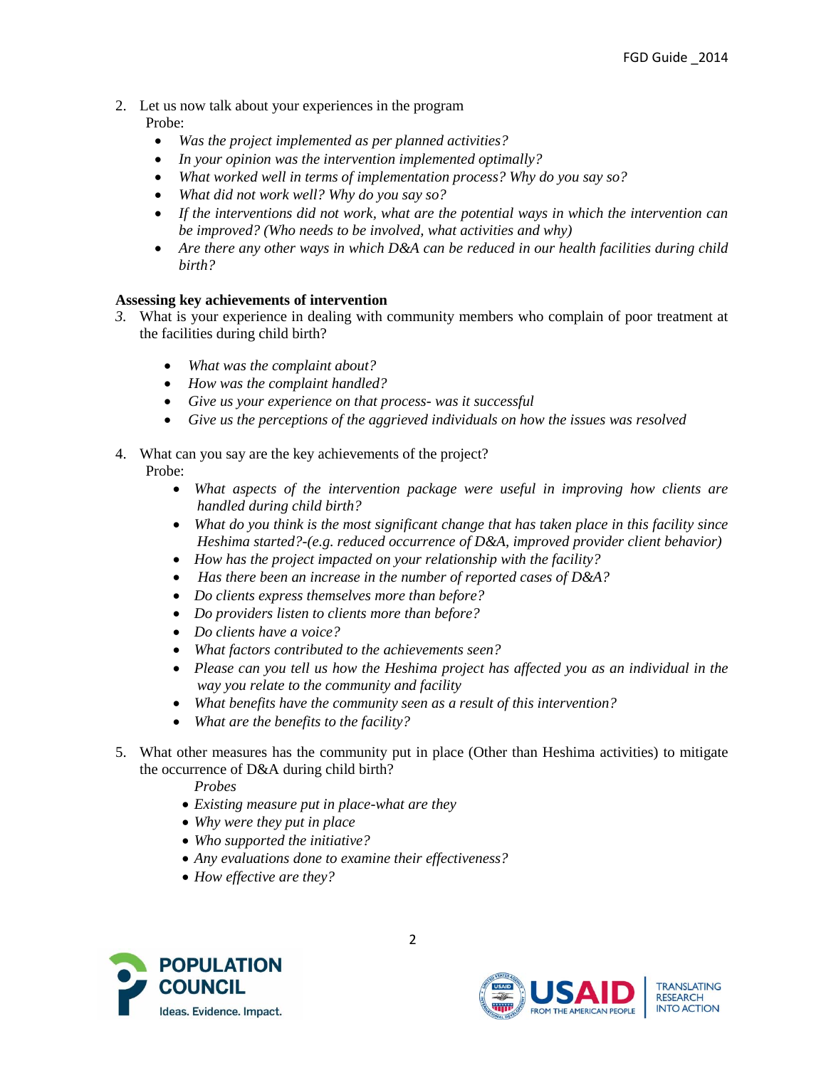2. Let us now talk about your experiences in the program
   Probe:
   - *Was the project implemented as per planned activities?*
   - *In your opinion was the intervention implemented optimally?*
   - *What worked well in terms of implementation process? Why do you say so?*
   - *What did not work well? Why do you say so?*
   - *If the interventions did not work, what are the potential ways in which the intervention can be improved? (Who needs to be involved, what activities and why)*
   - *Are there any other ways in which D&A can be reduced in our health facilities during child birth?*

**Assessing key achievements of intervention**

3. What is your experience in dealing with community members who complain of poor treatment at the facilities during child birth?
   - *What was the complaint about?*
   - *How was the complaint handled?*
   - *Give us your experience on that process- was it successful*
   - *Give us the perceptions of the aggrieved individuals on how the issues was resolved*

4. What can you say are the key achievements of the project?
   Probe:
   - *What aspects of the intervention package were useful in improving how clients are handled during child birth?*
   - *What do you think is the most significant change that has taken place in this facility since Heshima started?-(e.g. reduced occurrence of D&A, improved provider client behavior)*
   - *How has the project impacted on your relationship with the facility?*
   - *Has there been an increase in the number of reported cases of D&A?*
   - *Do clients express themselves more than before?*
   - *Do providers listen to clients more than before?*
   - *Do clients have a voice?*
   - *What factors contributed to the achievements seen?*
   - *Please can you tell us how the Heshima project has affected you as an individual in the way you relate to the community and facility*
   - *What benefits have the community seen as a result of this intervention?*
   - *What are the benefits to the facility?*

5. What other measures has the community put in place (Other than Heshima activities) to mitigate the occurrence of D&A during child birth?
   *Probes*
   - *Existing measure put in place-what are they*
   - *Why were they put in place*
   - *Who supported the initiative?*
   - *Any evaluations done to examine their effectiveness?*
   - *How effective are they?*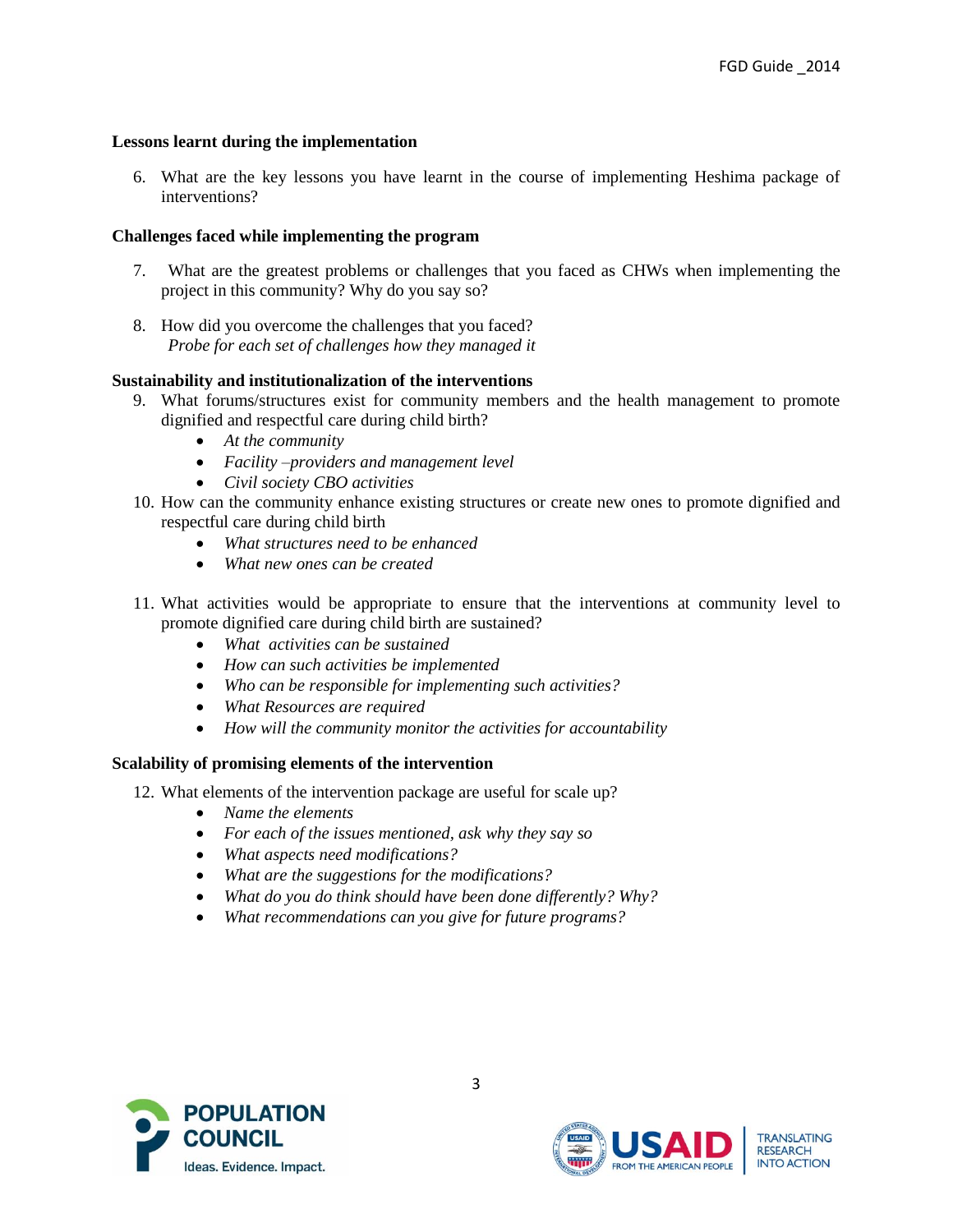**Lessons learnt during the implementation**

6. What are the key lessons you have learnt in the course of implementing Heshima package of interventions?

**Challenges faced while implementing the program**

7. What are the greatest problems or challenges that you faced as CHWs when implementing the project in this community? Why do you say so?

8. How did you overcome the challenges that you faced?
   *Probe for each set of challenges how they managed it*

**Sustainability and institutionalization of the interventions**

9. What forums/structures exist for community members and the health management to promote dignified and respectful care during child birth?
   - *At the community*
   - *Facility –providers and management level*
   - *Civil society CBO activities*
10. How can the community enhance existing structures or create new ones to promote dignified and respectful care during child birth
    - *What structures need to be enhanced*
    - *What new ones can be created*

11. What activities would be appropriate to ensure that the interventions at community level to promote dignified care during child birth are sustained?
    - *What activities can be sustained*
    - *How can such activities be implemented*
    - *Who can be responsible for implementing such activities?*
    - *What Resources are required*
    - *How will the community monitor the activities for accountability*

**Scalability of promising elements of the intervention**

12. What elements of the intervention package are useful for scale up?
    - *Name the elements*
    - *For each of the issues mentioned, ask why they say so*
    - *What aspects need modifications?*
    - *What are the suggestions for the modifications?*
    - *What do you do think should have been done differently? Why?*
    - *What recommendations can you give for future programs?*